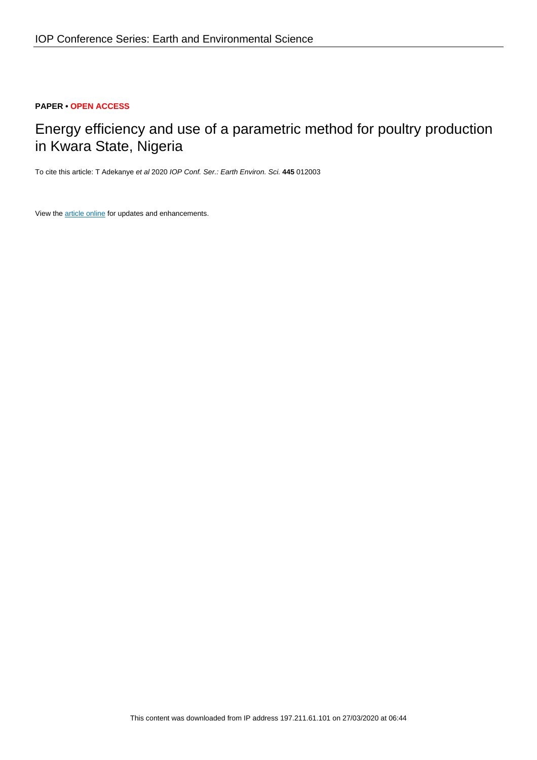**PAPER • OPEN ACCESS**

# Energy efficiency and use of a parametric method for poultry production in Kwara State, Nigeria

To cite this article: T Adekanye *et al* 2020 *IOP Conf. Ser.: Earth Environ. Sci.* **445** 012003

View the article online for updates and enhancements.

This content was downloaded from IP address 197.211.61.101 on 27/03/2020 at 06:44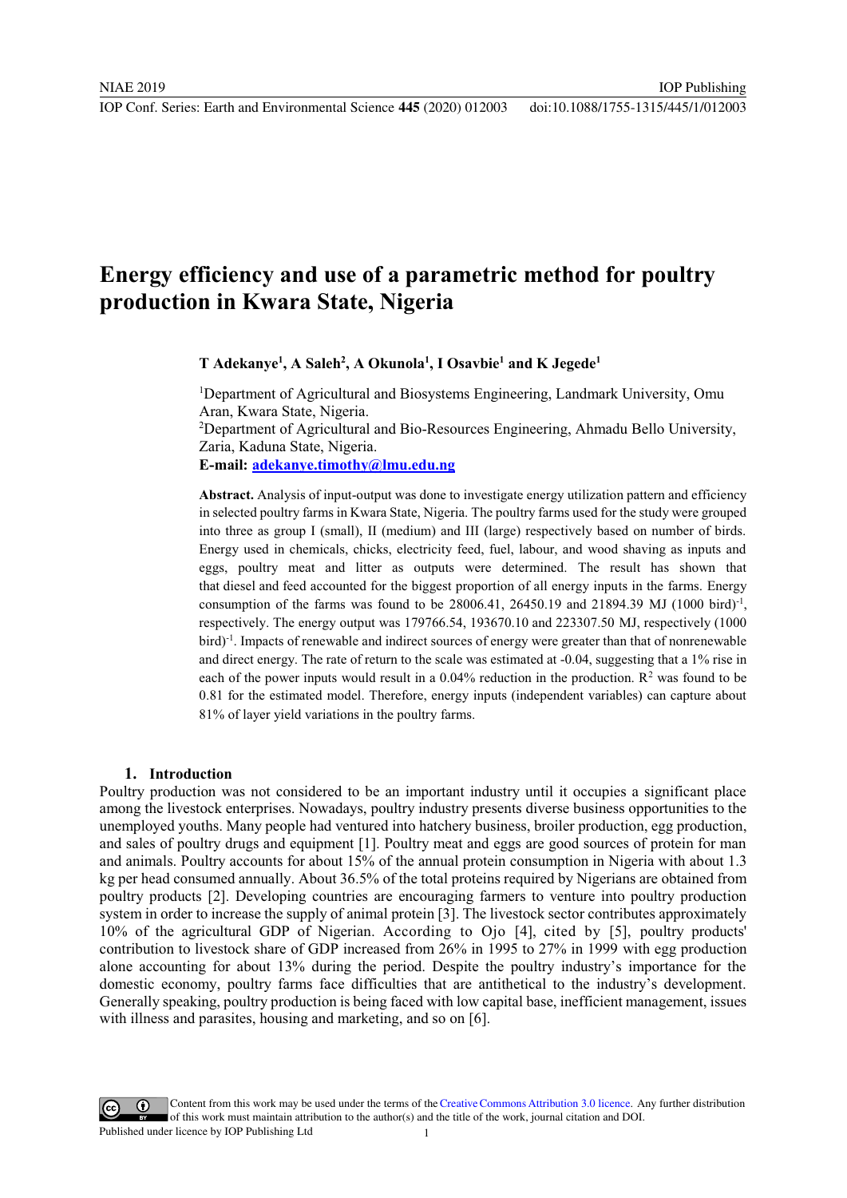# Energy efficiency and use of a parametric method for poultry production in Kwara State, Nigeria

**T Adekanye[1], A Saleh[2], A Okunola[1], I Osavbie[1] and K Jegede[1]**

[1]Department of Agricultural and Biosystems Engineering, Landmark University, Omu Aran, Kwara State, Nigeria.
[2]Department of Agricultural and Bio-Resources Engineering, Ahmadu Bello University, Zaria, Kaduna State, Nigeria.
**E-mail: adekanye.timothy@lmu.edu.ng**

**Abstract.** Analysis of input-output was done to investigate energy utilization pattern and efficiency in selected poultry farms in Kwara State, Nigeria. The poultry farms used for the study were grouped into three as group I (small), II (medium) and III (large) respectively based on number of birds. Energy used in chemicals, chicks, electricity feed, fuel, labour, and wood shaving as inputs and eggs, poultry meat and litter as outputs were determined. The result has shown that that diesel and feed accounted for the biggest proportion of all energy inputs in the farms. Energy consumption of the farms was found to be 28006.41, 26450.19 and 21894.39 MJ (1000 bird)$^{-1}$, respectively. The energy output was 179766.54, 193670.10 and 223307.50 MJ, respectively (1000 bird)$^{-1}$. Impacts of renewable and indirect sources of energy were greater than that of nonrenewable and direct energy. The rate of return to the scale was estimated at -0.04, suggesting that a 1% rise in each of the power inputs would result in a 0.04% reduction in the production. $R^2$ was found to be 0.81 for the estimated model. Therefore, energy inputs (independent variables) can capture about 81% of layer yield variations in the poultry farms.

## 1. Introduction

Poultry production was not considered to be an important industry until it occupies a significant place among the livestock enterprises. Nowadays, poultry industry presents diverse business opportunities to the unemployed youths. Many people had ventured into hatchery business, broiler production, egg production, and sales of poultry drugs and equipment [1]. Poultry meat and eggs are good sources of protein for man and animals. Poultry accounts for about 15% of the annual protein consumption in Nigeria with about 1.3 kg per head consumed annually. About 36.5% of the total proteins required by Nigerians are obtained from poultry products [2]. Developing countries are encouraging farmers to venture into poultry production system in order to increase the supply of animal protein [3]. The livestock sector contributes approximately 10% of the agricultural GDP of Nigerian. According to Ojo [4], cited by [5], poultry products' contribution to livestock share of GDP increased from 26% in 1995 to 27% in 1999 with egg production alone accounting for about 13% during the period. Despite the poultry industry's importance for the domestic economy, poultry farms face difficulties that are antithetical to the industry's development. Generally speaking, poultry production is being faced with low capital base, inefficient management, issues with illness and parasites, housing and marketing, and so on [6].

Content from this work may be used under the terms of the Creative Commons Attribution 3.0 licence. Any further distribution of this work must maintain attribution to the author(s) and the title of the work, journal citation and DOI.
Published under licence by IOP Publishing Ltd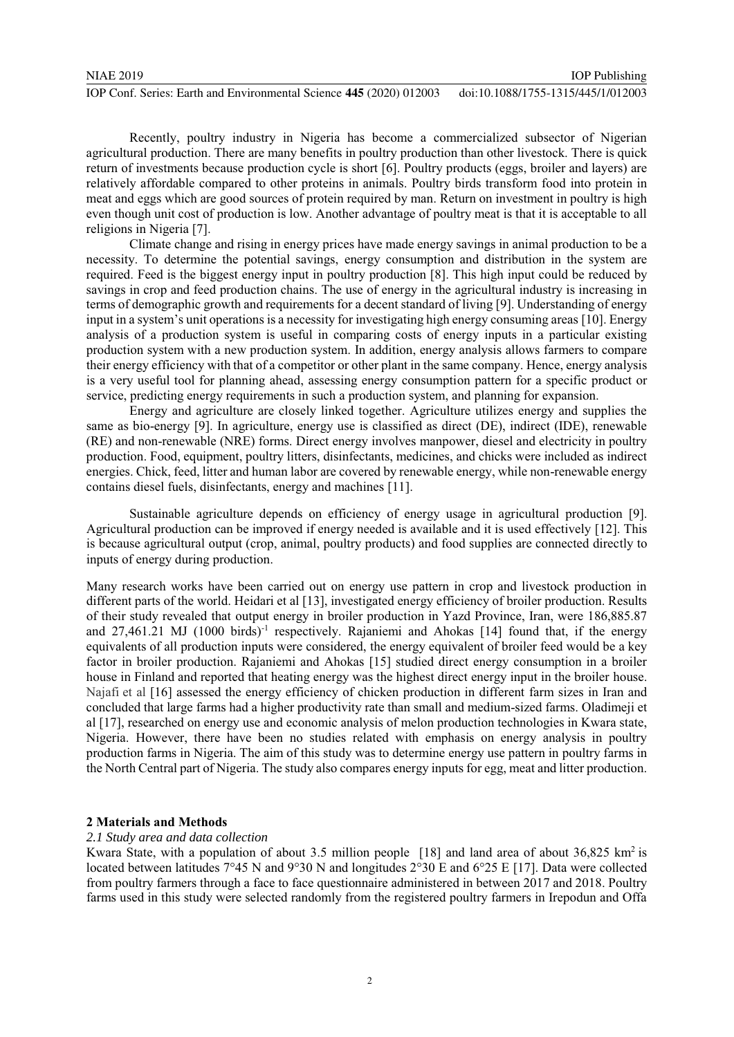Recently, poultry industry in Nigeria has become a commercialized subsector of Nigerian agricultural production. There are many benefits in poultry production than other livestock. There is quick return of investments because production cycle is short [6]. Poultry products (eggs, broiler and layers) are relatively affordable compared to other proteins in animals. Poultry birds transform food into protein in meat and eggs which are good sources of protein required by man. Return on investment in poultry is high even though unit cost of production is low. Another advantage of poultry meat is that it is acceptable to all religions in Nigeria [7].

Climate change and rising in energy prices have made energy savings in animal production to be a necessity. To determine the potential savings, energy consumption and distribution in the system are required. Feed is the biggest energy input in poultry production [8]. This high input could be reduced by savings in crop and feed production chains. The use of energy in the agricultural industry is increasing in terms of demographic growth and requirements for a decent standard of living [9]. Understanding of energy input in a system's unit operations is a necessity for investigating high energy consuming areas [10]. Energy analysis of a production system is useful in comparing costs of energy inputs in a particular existing production system with a new production system. In addition, energy analysis allows farmers to compare their energy efficiency with that of a competitor or other plant in the same company. Hence, energy analysis is a very useful tool for planning ahead, assessing energy consumption pattern for a specific product or service, predicting energy requirements in such a production system, and planning for expansion.

Energy and agriculture are closely linked together. Agriculture utilizes energy and supplies the same as bio-energy [9]. In agriculture, energy use is classified as direct (DE), indirect (IDE), renewable (RE) and non-renewable (NRE) forms. Direct energy involves manpower, diesel and electricity in poultry production. Food, equipment, poultry litters, disinfectants, medicines, and chicks were included as indirect energies. Chick, feed, litter and human labor are covered by renewable energy, while non-renewable energy contains diesel fuels, disinfectants, energy and machines [11].

Sustainable agriculture depends on efficiency of energy usage in agricultural production [9]. Agricultural production can be improved if energy needed is available and it is used effectively [12]. This is because agricultural output (crop, animal, poultry products) and food supplies are connected directly to inputs of energy during production.

Many research works have been carried out on energy use pattern in crop and livestock production in different parts of the world. Heidari et al [13], investigated energy efficiency of broiler production. Results of their study revealed that output energy in broiler production in Yazd Province, Iran, were 186,885.87 and 27,461.21 MJ (1000 birds)$^{-1}$ respectively. Rajaniemi and Ahokas [14] found that, if the energy equivalents of all production inputs were considered, the energy equivalent of broiler feed would be a key factor in broiler production. Rajaniemi and Ahokas [15] studied direct energy consumption in a broiler house in Finland and reported that heating energy was the highest direct energy input in the broiler house. Najafi et al [16] assessed the energy efficiency of chicken production in different farm sizes in Iran and concluded that large farms had a higher productivity rate than small and medium-sized farms. Oladimeji et al [17], researched on energy use and economic analysis of melon production technologies in Kwara state, Nigeria. However, there have been no studies related with emphasis on energy analysis in poultry production farms in Nigeria. The aim of this study was to determine energy use pattern in poultry farms in the North Central part of Nigeria. The study also compares energy inputs for egg, meat and litter production.

## 2 Materials and Methods

### *2.1 Study area and data collection*

Kwara State, with a population of about 3.5 million people [18] and land area of about 36,825 km$^2$ is located between latitudes 7°45 N and 9°30 N and longitudes 2°30 E and 6°25 E [17]. Data were collected from poultry farmers through a face to face questionnaire administered in between 2017 and 2018. Poultry farms used in this study were selected randomly from the registered poultry farmers in Irepodun and Offa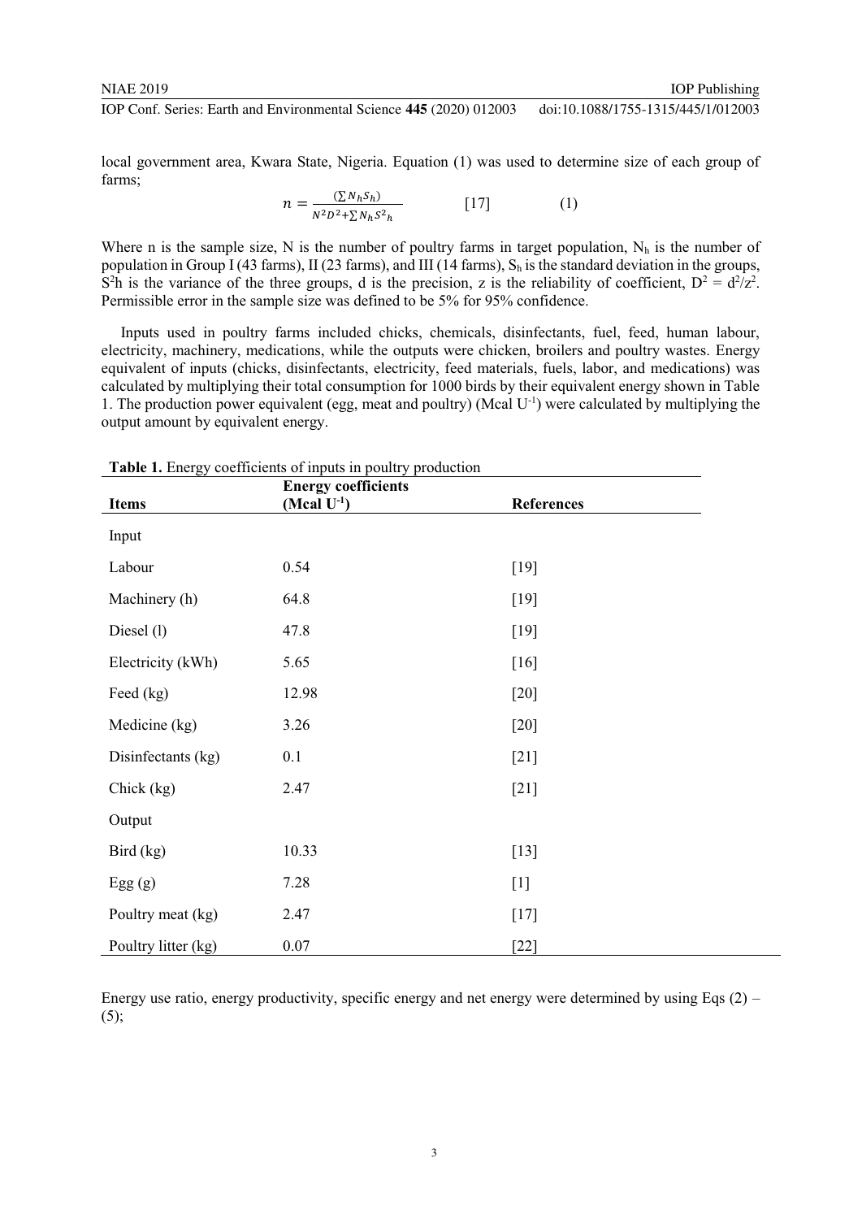local government area, Kwara State, Nigeria. Equation (1) was used to determine size of each group of farms;

$$n = \frac{(\sum N_h S_h)}{N^2 D^2 + \sum N_h S^2{}_h} \quad [17] \quad (1)$$

Where n is the sample size, N is the number of poultry farms in target population, $N_h$ is the number of population in Group I (43 farms), II (23 farms), and III (14 farms), $S_h$ is the standard deviation in the groups, $S^2h$ is the variance of the three groups, d is the precision, z is the reliability of coefficient, $D^2 = d^2/z^2$. Permissible error in the sample size was defined to be 5% for 95% confidence.

Inputs used in poultry farms included chicks, chemicals, disinfectants, fuel, feed, human labour, electricity, machinery, medications, while the outputs were chicken, broilers and poultry wastes. Energy equivalent of inputs (chicks, disinfectants, electricity, feed materials, fuels, labor, and medications) was calculated by multiplying their total consumption for 1000 birds by their equivalent energy shown in Table 1. The production power equivalent (egg, meat and poultry) (Mcal $U^{-1}$) were calculated by multiplying the output amount by equivalent energy.

**Table 1.** Energy coefficients of inputs in poultry production

| Items | Energy coefficients (Mcal $U^{-1}$) | References |
|---|---|---|
| Input | | |
| Labour | 0.54 | [19] |
| Machinery (h) | 64.8 | [19] |
| Diesel (l) | 47.8 | [19] |
| Electricity (kWh) | 5.65 | [16] |
| Feed (kg) | 12.98 | [20] |
| Medicine (kg) | 3.26 | [20] |
| Disinfectants (kg) | 0.1 | [21] |
| Chick (kg) | 2.47 | [21] |
| Output | | |
| Bird (kg) | 10.33 | [13] |
| Egg (g) | 7.28 | [1] |
| Poultry meat (kg) | 2.47 | [17] |
| Poultry litter (kg) | 0.07 | [22] |

Energy use ratio, energy productivity, specific energy and net energy were determined by using Eqs (2) – (5);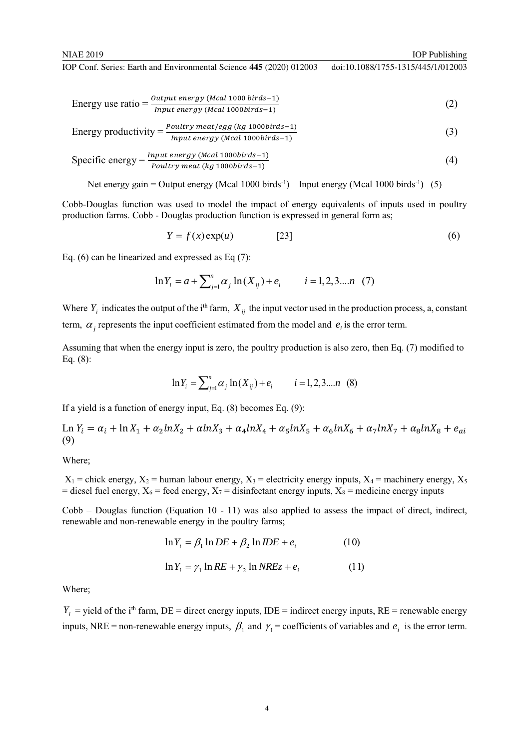$$\text{Energy use ratio} = \frac{\text{Output energy (Mcal 1000 birds}-1)}{\text{Input energy (Mcal 1000birds}-1)} \quad (2)$$

$$\text{Energy productivity} = \frac{\text{Poultry meat/egg (kg 1000birds}-1)}{\text{Input energy (Mcal 1000birds}-1)} \quad (3)$$

$$\text{Specific energy} = \frac{\text{Input energy (Mcal 1000birds}-1)}{\text{Poultry meat (kg 1000birds}-1)} \quad (4)$$

Net energy gain = Output energy (Mcal 1000 birds$^{-1}$) – Input energy (Mcal 1000 birds$^{-1}$) (5)

Cobb-Douglas function was used to model the impact of energy equivalents of inputs used in poultry production farms. Cobb - Douglas production function is expressed in general form as;

$$Y = f(x)\exp(u) \qquad [23] \qquad (6)$$

Eq. (6) can be linearized and expressed as Eq (7):

$$\ln Y_i = a + \sum_{j=1}^{n} \alpha_j \ln(X_{ij}) + e_i \qquad i = 1,2,3....n \quad (7)$$

Where $Y_i$ indicates the output of the i$^{th}$ farm, $X_{ij}$ the input vector used in the production process, a, constant term, $\alpha_j$ represents the input coefficient estimated from the model and $e_i$ is the error term.

Assuming that when the energy input is zero, the poultry production is also zero, then Eq. (7) modified to Eq. (8):

$$\ln Y_i = \sum_{j=1}^{n} \alpha_j \ln(X_{ij}) + e_i \qquad i = 1,2,3....n \quad (8)$$

If a yield is a function of energy input, Eq. (8) becomes Eq. (9):

$$\text{Ln } Y_i = \alpha_i + \ln X_1 + \alpha_2 lnX_2 + \alpha lnX_3 + \alpha_4 lnX_4 + \alpha_5 lnX_5 + \alpha_6 lnX_6 + \alpha_7 lnX_7 + \alpha_8 lnX_8 + e_{ai} \quad (9)$$

Where;

$X_1$ = chick energy, $X_2$ = human labour energy, $X_3$ = electricity energy inputs, $X_4$ = machinery energy, $X_5$ = diesel fuel energy, $X_6$ = feed energy, $X_7$ = disinfectant energy inputs, $X_8$ = medicine energy inputs

Cobb – Douglas function (Equation 10 - 11) was also applied to assess the impact of direct, indirect, renewable and non-renewable energy in the poultry farms;

$$\ln Y_i = \beta_1 \ln DE + \beta_2 \ln IDE + e_i \qquad (10)$$

$$\ln Y_i = \gamma_1 \ln RE + \gamma_2 \ln NREz + e_i \qquad (11)$$

Where;

$Y_i$ = yield of the i$^{th}$ farm, DE = direct energy inputs, IDE = indirect energy inputs, RE = renewable energy inputs, NRE = non-renewable energy inputs, $\beta_1$ and $\gamma_1$ = coefficients of variables and $e_i$ is the error term.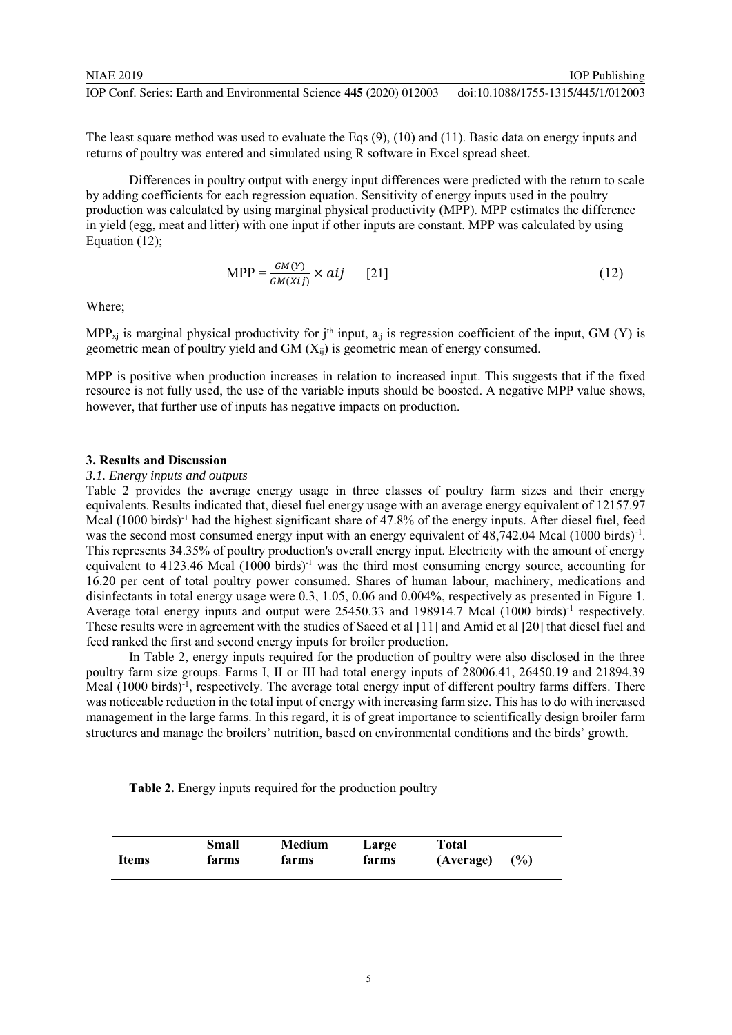The least square method was used to evaluate the Eqs (9), (10) and (11). Basic data on energy inputs and returns of poultry was entered and simulated using R software in Excel spread sheet.

Differences in poultry output with energy input differences were predicted with the return to scale by adding coefficients for each regression equation. Sensitivity of energy inputs used in the poultry production was calculated by using marginal physical productivity (MPP). MPP estimates the difference in yield (egg, meat and litter) with one input if other inputs are constant. MPP was calculated by using Equation (12);

$$\text{MPP} = \frac{GM(Y)}{GM(Xij)} \times aij \qquad [21] \tag{12}$$

Where;

$MPP_{xj}$ is marginal physical productivity for $j^{th}$ input, $a_{ij}$ is regression coefficient of the input, GM (Y) is geometric mean of poultry yield and GM ($X_{ij}$) is geometric mean of energy consumed.

MPP is positive when production increases in relation to increased input. This suggests that if the fixed resource is not fully used, the use of the variable inputs should be boosted. A negative MPP value shows, however, that further use of inputs has negative impacts on production.

## 3. Results and Discussion

### *3.1. Energy inputs and outputs*

Table 2 provides the average energy usage in three classes of poultry farm sizes and their energy equivalents. Results indicated that, diesel fuel energy usage with an average energy equivalent of 12157.97 Mcal $(1000 \text{ birds})^{-1}$ had the highest significant share of 47.8% of the energy inputs. After diesel fuel, feed was the second most consumed energy input with an energy equivalent of 48,742.04 Mcal $(1000 \text{ birds})^{-1}$. This represents 34.35% of poultry production's overall energy input. Electricity with the amount of energy equivalent to 4123.46 Mcal $(1000 \text{ birds})^{-1}$ was the third most consuming energy source, accounting for 16.20 per cent of total poultry power consumed. Shares of human labour, machinery, medications and disinfectants in total energy usage were 0.3, 1.05, 0.06 and 0.004%, respectively as presented in Figure 1. Average total energy inputs and output were 25450.33 and 198914.7 Mcal $(1000 \text{ birds})^{-1}$ respectively. These results were in agreement with the studies of Saeed et al [11] and Amid et al [20] that diesel fuel and feed ranked the first and second energy inputs for broiler production.

In Table 2, energy inputs required for the production of poultry were also disclosed in the three poultry farm size groups. Farms I, II or III had total energy inputs of 28006.41, 26450.19 and 21894.39 Mcal $(1000 \text{ birds})^{-1}$, respectively. The average total energy input of different poultry farms differs. There was noticeable reduction in the total input of energy with increasing farm size. This has to do with increased management in the large farms. In this regard, it is of great importance to scientifically design broiler farm structures and manage the broilers' nutrition, based on environmental conditions and the birds' growth.

**Table 2.** Energy inputs required for the production poultry

| Items | Small farms | Medium farms | Large farms | Total (Average) | (%) |
|---|---|---|---|---|---|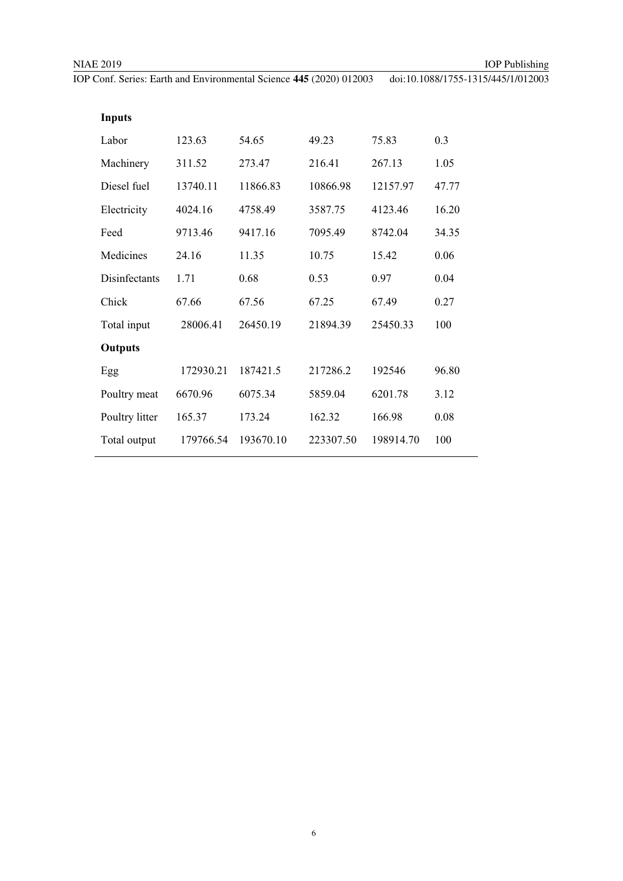| | | | | | |
|---|---|---|---|---|---|
| **Inputs** | | | | | |
| Labor | 123.63 | 54.65 | 49.23 | 75.83 | 0.3 |
| Machinery | 311.52 | 273.47 | 216.41 | 267.13 | 1.05 |
| Diesel fuel | 13740.11 | 11866.83 | 10866.98 | 12157.97 | 47.77 |
| Electricity | 4024.16 | 4758.49 | 3587.75 | 4123.46 | 16.20 |
| Feed | 9713.46 | 9417.16 | 7095.49 | 8742.04 | 34.35 |
| Medicines | 24.16 | 11.35 | 10.75 | 15.42 | 0.06 |
| Disinfectants | 1.71 | 0.68 | 0.53 | 0.97 | 0.04 |
| Chick | 67.66 | 67.56 | 67.25 | 67.49 | 0.27 |
| Total input | 28006.41 | 26450.19 | 21894.39 | 25450.33 | 100 |
| **Outputs** | | | | | |
| Egg | 172930.21 | 187421.5 | 217286.2 | 192546 | 96.80 |
| Poultry meat | 6670.96 | 6075.34 | 5859.04 | 6201.78 | 3.12 |
| Poultry litter | 165.37 | 173.24 | 162.32 | 166.98 | 0.08 |
| Total output | 179766.54 | 193670.10 | 223307.50 | 198914.70 | 100 |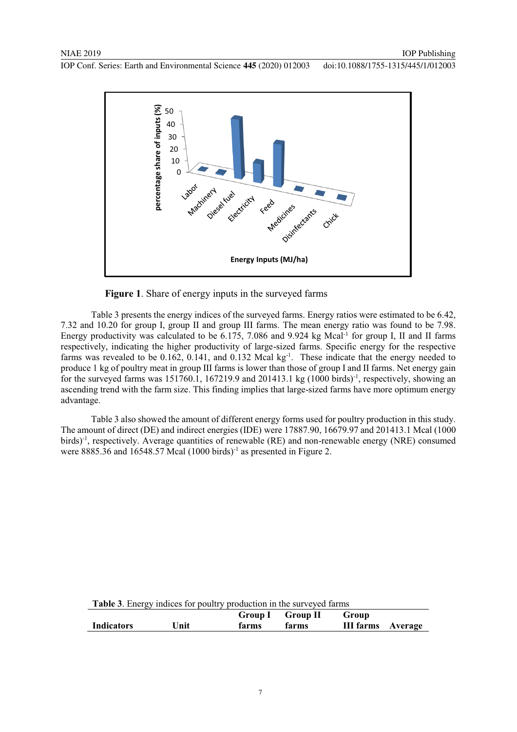**Figure 1**. Share of energy inputs in the surveyed farms

Table 3 presents the energy indices of the surveyed farms. Energy ratios were estimated to be 6.42, 7.32 and 10.20 for group I, group II and group III farms. The mean energy ratio was found to be 7.98. Energy productivity was calculated to be 6.175, 7.086 and 9.924 kg Mcal$^{-1}$ for group I, II and II farms respectively, indicating the higher productivity of large-sized farms. Specific energy for the respective farms was revealed to be 0.162, 0.141, and 0.132 Mcal kg$^{-1}$. These indicate that the energy needed to produce 1 kg of poultry meat in group III farms is lower than those of group I and II farms. Net energy gain for the surveyed farms was 151760.1, 167219.9 and 201413.1 kg (1000 birds)$^{-1}$, respectively, showing an ascending trend with the farm size. This finding implies that large-sized farms have more optimum energy advantage.

Table 3 also showed the amount of different energy forms used for poultry production in this study. The amount of direct (DE) and indirect energies (IDE) were 17887.90, 16679.97 and 201413.1 Mcal (1000 birds)$^{-1}$, respectively. Average quantities of renewable (RE) and non-renewable energy (NRE) consumed were 8885.36 and 16548.57 Mcal (1000 birds)$^{-1}$ as presented in Figure 2.

**Table 3**. Energy indices for poultry production in the surveyed farms

| Indicators | Unit | Group I farms | Group II farms | Group III farms | Average |
|---|---|---|---|---|---|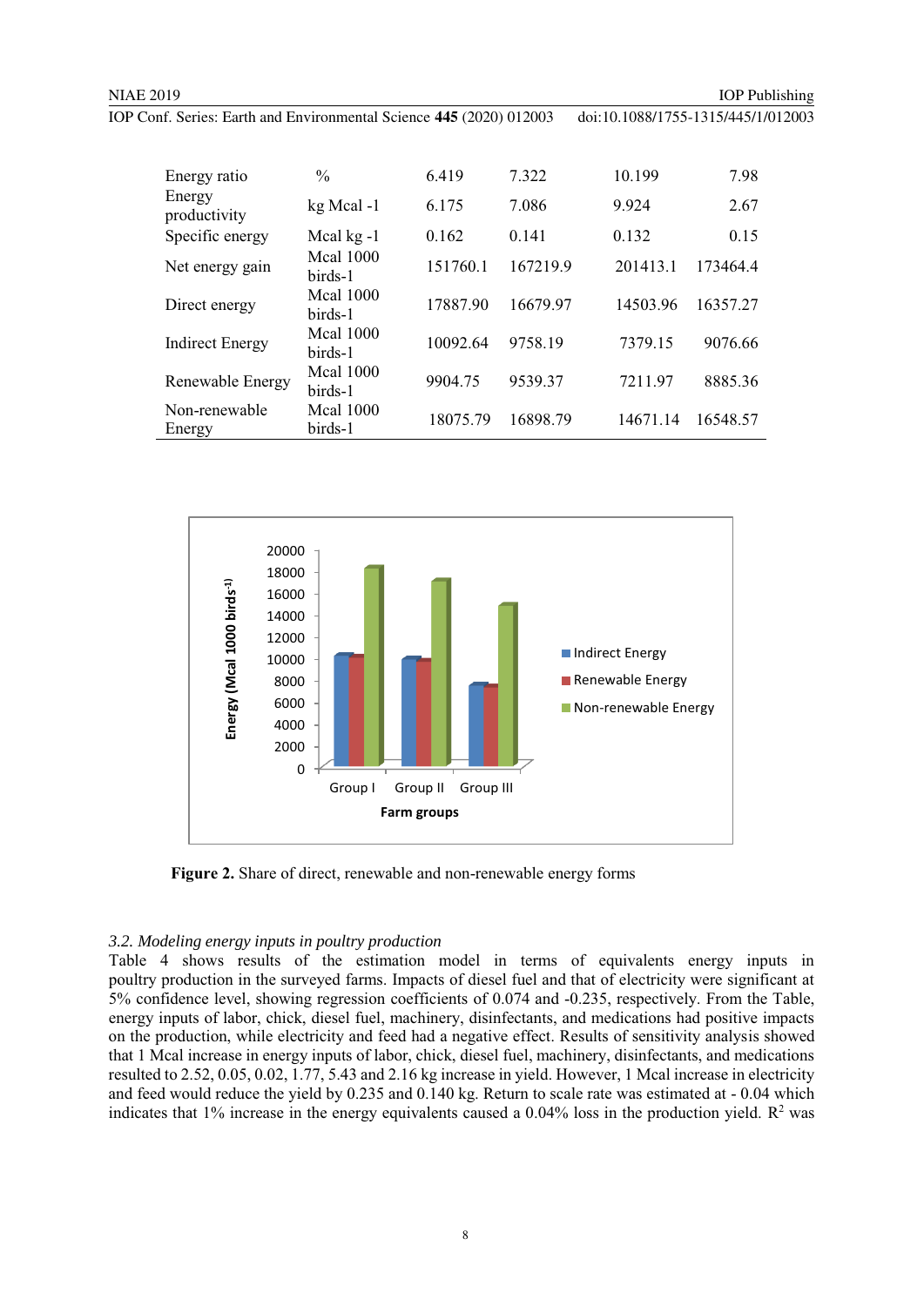| | | | | | |
|---|---|---|---|---|---|
| Energy ratio | % | 6.419 | 7.322 | 10.199 | 7.98 |
| Energy productivity | kg Mcal -1 | 6.175 | 7.086 | 9.924 | 2.67 |
| Specific energy | Mcal kg -1 | 0.162 | 0.141 | 0.132 | 0.15 |
| Net energy gain | Mcal 1000 birds-1 | 151760.1 | 167219.9 | 201413.1 | 173464.4 |
| Direct energy | Mcal 1000 birds-1 | 17887.90 | 16679.97 | 14503.96 | 16357.27 |
| Indirect Energy | Mcal 1000 birds-1 | 10092.64 | 9758.19 | 7379.15 | 9076.66 |
| Renewable Energy | Mcal 1000 birds-1 | 9904.75 | 9539.37 | 7211.97 | 8885.36 |
| Non-renewable Energy | Mcal 1000 birds-1 | 18075.79 | 16898.79 | 14671.14 | 16548.57 |

**Figure 2.** Share of direct, renewable and non-renewable energy forms

### *3.2. Modeling energy inputs in poultry production*

Table 4 shows results of the estimation model in terms of equivalents energy inputs in poultry production in the surveyed farms. Impacts of diesel fuel and that of electricity were significant at 5% confidence level, showing regression coefficients of 0.074 and -0.235, respectively. From the Table, energy inputs of labor, chick, diesel fuel, machinery, disinfectants, and medications had positive impacts on the production, while electricity and feed had a negative effect. Results of sensitivity analysis showed that 1 Mcal increase in energy inputs of labor, chick, diesel fuel, machinery, disinfectants, and medications resulted to 2.52, 0.05, 0.02, 1.77, 5.43 and 2.16 kg increase in yield. However, 1 Mcal increase in electricity and feed would reduce the yield by 0.235 and 0.140 kg. Return to scale rate was estimated at - 0.04 which indicates that 1% increase in the energy equivalents caused a 0.04% loss in the production yield. $R^2$ was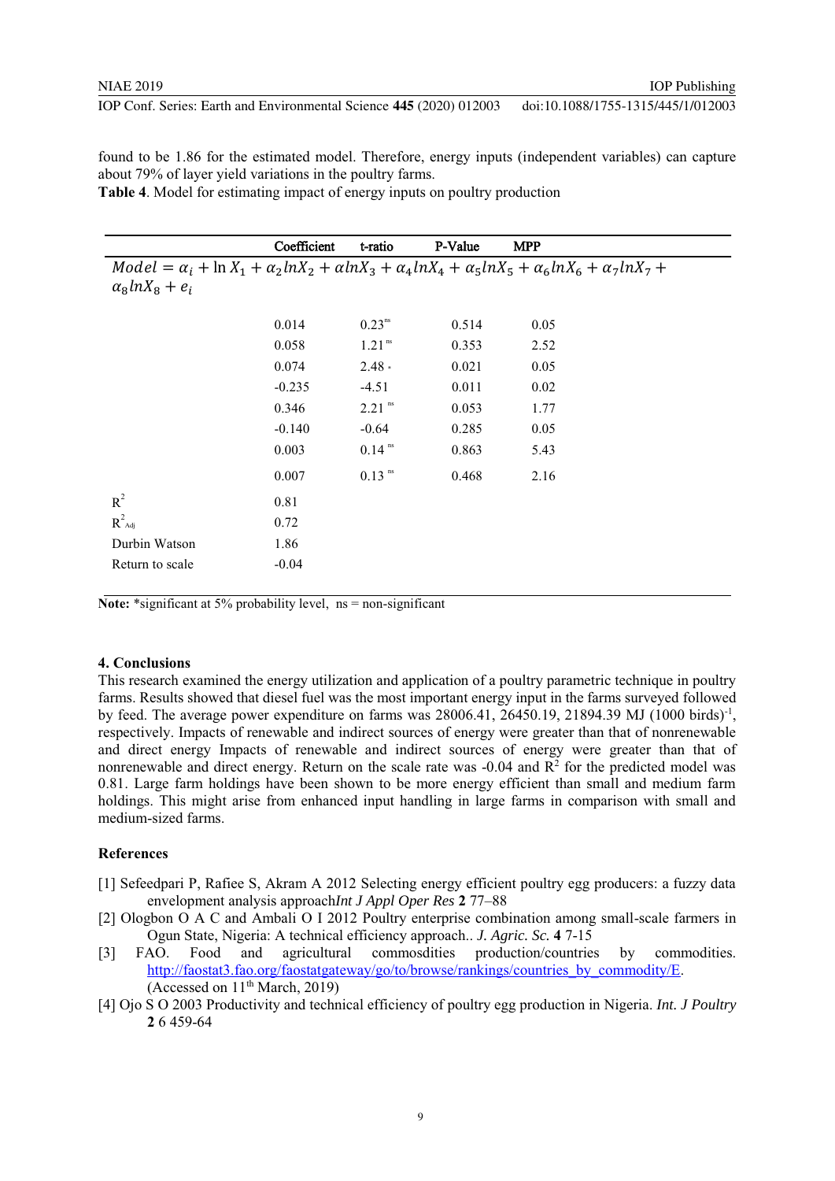found to be 1.86 for the estimated model. Therefore, energy inputs (independent variables) can capture about 79% of layer yield variations in the poultry farms.

**Table 4**. Model for estimating impact of energy inputs on poultry production

| | Coefficient | t-ratio | P-Value | MPP |
|---|---|---|---|---|
| $Model = \alpha_i + \ln X_1 + \alpha_2 lnX_2 + \alpha lnX_3 + \alpha_4 lnX_4 + \alpha_5 lnX_5 + \alpha_6 lnX_6 + \alpha_7 lnX_7 + \alpha_8 lnX_8 + e_i$ | | | | |
| | 0.014 | 0.23[ns] | 0.514 | 0.05 |
| | 0.058 | 1.21[ns] | 0.353 | 2.52 |
| | 0.074 | 2.48 * | 0.021 | 0.05 |
| | -0.235 | -4.51 | 0.011 | 0.02 |
| | 0.346 | 2.21[ns] | 0.053 | 1.77 |
| | -0.140 | -0.64 | 0.285 | 0.05 |
| | 0.003 | 0.14[ns] | 0.863 | 5.43 |
| | 0.007 | 0.13[ns] | 0.468 | 2.16 |
| $R^2$ | 0.81 | | | |
| $R^2_{Adj}$ | 0.72 | | | |
| Durbin Watson | 1.86 | | | |
| Return to scale | -0.04 | | | |

**Note:** *significant at 5% probability level, ns = non-significant

## 4. Conclusions

This research examined the energy utilization and application of a poultry parametric technique in poultry farms. Results showed that diesel fuel was the most important energy input in the farms surveyed followed by feed. The average power expenditure on farms was 28006.41, 26450.19, 21894.39 MJ (1000 birds)$^{-1}$, respectively. Impacts of renewable and indirect sources of energy were greater than that of nonrenewable and direct energy Impacts of renewable and indirect sources of energy were greater than that of nonrenewable and direct energy. Return on the scale rate was -0.04 and $R^2$ for the predicted model was 0.81. Large farm holdings have been shown to be more energy efficient than small and medium farm holdings. This might arise from enhanced input handling in large farms in comparison with small and medium-sized farms.

## References

[1] Sefeedpari P, Rafiee S, Akram A 2012 Selecting energy efficient poultry egg producers: a fuzzy data envelopment analysis approach*Int J Appl Oper Res* **2** 77–88

[2] Ologbon O A C and Ambali O I 2012 Poultry enterprise combination among small-scale farmers in Ogun State, Nigeria: A technical efficiency approach.. *J. Agric. Sc.* **4** 7-15

[3] FAO. Food and agricultural commosdities production/countries by commodities. http://faostat3.fao.org/faostatgateway/go/to/browse/rankings/countries_by_commodity/E. (Accessed on 11th March, 2019)

[4] Ojo S O 2003 Productivity and technical efficiency of poultry egg production in Nigeria. *Int. J Poultry* **2** 6 459-64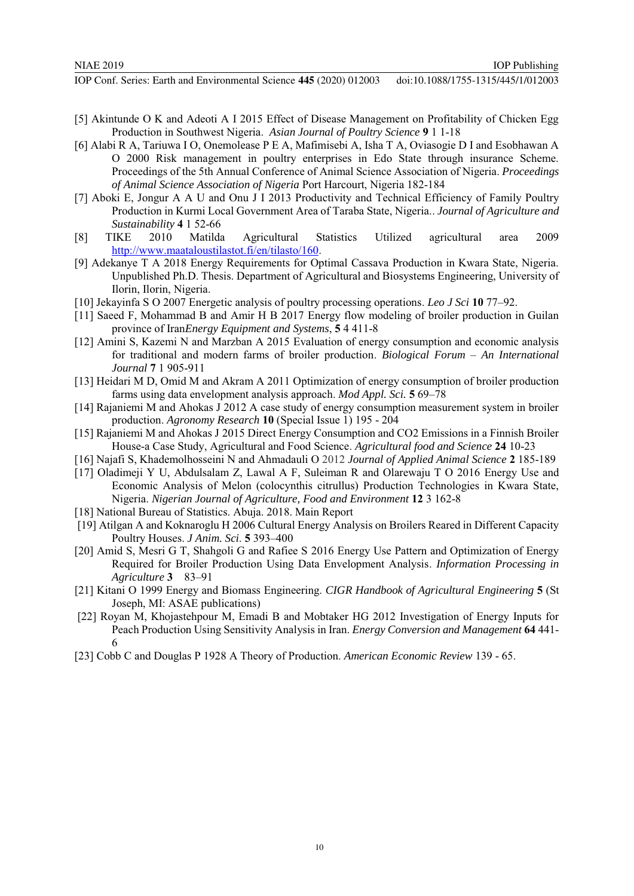[5] Akintunde O K and Adeoti A I 2015 Effect of Disease Management on Profitability of Chicken Egg Production in Southwest Nigeria. *Asian Journal of Poultry Science* **9** 1 1-18

[6] Alabi R A, Tariuwa I O, Onemolease P E A, Mafimisebi A, Isha T A, Oviasogie D I and Esobhawan A O 2000 Risk management in poultry enterprises in Edo State through insurance Scheme. Proceedings of the 5th Annual Conference of Animal Science Association of Nigeria. *Proceedings of Animal Science Association of Nigeria* Port Harcourt, Nigeria 182-184

[7] Aboki E, Jongur A A U and Onu J I 2013 Productivity and Technical Efficiency of Family Poultry Production in Kurmi Local Government Area of Taraba State, Nigeria.. *Journal of Agriculture and Sustainability* **4** 1 52-66

[8] TIKE 2010 Matilda Agricultural Statistics Utilized agricultural area 2009 http://www.maataloustilastot.fi/en/tilasto/160.

[9] Adekanye T A 2018 Energy Requirements for Optimal Cassava Production in Kwara State, Nigeria. Unpublished Ph.D. Thesis. Department of Agricultural and Biosystems Engineering, University of Ilorin, Ilorin, Nigeria.

[10] Jekayinfa S O 2007 Energetic analysis of poultry processing operations. *Leo J Sci* **10** 77–92.

[11] Saeed F, Mohammad B and Amir H B 2017 Energy flow modeling of broiler production in Guilan province of Iran*Energy Equipment and Systems*, **5** 4 411-8

[12] Amini S, Kazemi N and Marzban A 2015 Evaluation of energy consumption and economic analysis for traditional and modern farms of broiler production. *Biological Forum – An International Journal* **7** 1 905-911

[13] Heidari M D, Omid M and Akram A 2011 Optimization of energy consumption of broiler production farms using data envelopment analysis approach. *Mod Appl. Sci.* **5** 69–78

[14] Rajaniemi M and Ahokas J 2012 A case study of energy consumption measurement system in broiler production. *Agronomy Research* **10** (Special Issue 1) 195 - 204

[15] Rajaniemi M and Ahokas J 2015 Direct Energy Consumption and CO2 Emissions in a Finnish Broiler House-a Case Study, Agricultural and Food Science. *Agricultural food and Science* **24** 10-23

[16] Najafi S, Khademolhosseini N and Ahmadauli O 2012 *Journal of Applied Animal Science* **2** 185-189

[17] Oladimeji Y U, Abdulsalam Z, Lawal A F, Suleiman R and Olarewaju T O 2016 Energy Use and Economic Analysis of Melon (colocynthis citrullus) Production Technologies in Kwara State, Nigeria. *Nigerian Journal of Agriculture, Food and Environment* **12** 3 162-8

[18] National Bureau of Statistics. Abuja. 2018. Main Report

[19] Atilgan A and Koknaroglu H 2006 Cultural Energy Analysis on Broilers Reared in Different Capacity Poultry Houses. *J Anim. Sci*. **5** 393–400

[20] Amid S, Mesri G T, Shahgoli G and Rafiee S 2016 Energy Use Pattern and Optimization of Energy Required for Broiler Production Using Data Envelopment Analysis. *Information Processing in Agriculture* **3** 83–91

[21] Kitani O 1999 Energy and Biomass Engineering. *CIGR Handbook of Agricultural Engineering* **5** (St Joseph, MI: ASAE publications)

[22] Royan M, Khojastehpour M, Emadi B and Mobtaker HG 2012 Investigation of Energy Inputs for Peach Production Using Sensitivity Analysis in Iran. *Energy Conversion and Management* **64** 441-6

[23] Cobb C and Douglas P 1928 A Theory of Production. *American Economic Review* 139 - 65.